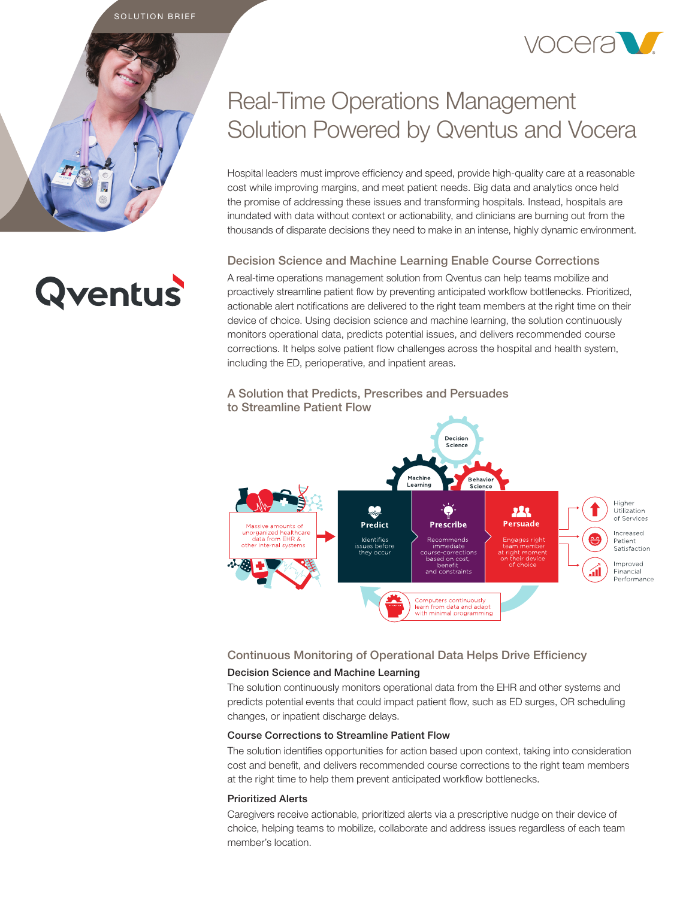SOLUTION BRIEF

# Real-Time Operations Management Solution Powered by Qventus and Vocera

Hospital leaders must improve efficiency and speed, provide high-quality care at a reasonable cost while improving margins, and meet patient needs. Big data and analytics once held the promise of addressing these issues and transforming hospitals. Instead, hospitals are inundated with data without context or actionability, and clinicians are burning out from the thousands of disparate decisions they need to make in an intense, highly dynamic environment.

## Decision Science and Machine Learning Enable Course Corrections

A real-time operations management solution from Qventus can help teams mobilize and proactively streamline patient flow by preventing anticipated workflow bottlenecks. Prioritized, actionable alert notifications are delivered to the right team members at the right time on their device of choice. Using decision science and machine learning, the solution continuously monitors operational data, predicts potential issues, and delivers recommended course corrections. It helps solve patient flow challenges across the hospital and health system, including the ED, perioperative, and inpatient areas.

## A Solution that Predicts, Prescribes and Persuades to Streamline Patient Flow

Decision Science

Machine Learning

Behavior Science

Massive amounts of unorganized healthcare data from EHR & other internal systems

**Predict** — Identifies issues before they occur

**Prescribe** — Recommends immediate course-corrections based on cost, benefit and constraints

**Persuade** — Engages right team member at right moment on their device of choice

Higher Utilization of Services

Increased Patient Satisfaction

Improved Financial Performance

Computers continuously learn from data and adapt with minimal programming

## Continuous Monitoring of Operational Data Helps Drive Efficiency

### Decision Science and Machine Learning

The solution continuously monitors operational data from the EHR and other systems and predicts potential events that could impact patient flow, such as ED surges, OR scheduling changes, or inpatient discharge delays.

### Course Corrections to Streamline Patient Flow

The solution identifies opportunities for action based upon context, taking into consideration cost and benefit, and delivers recommended course corrections to the right team members at the right time to help them prevent anticipated workflow bottlenecks.

### Prioritized Alerts

Caregivers receive actionable, prioritized alerts via a prescriptive nudge on their device of choice, helping teams to mobilize, collaborate and address issues regardless of each team member's location.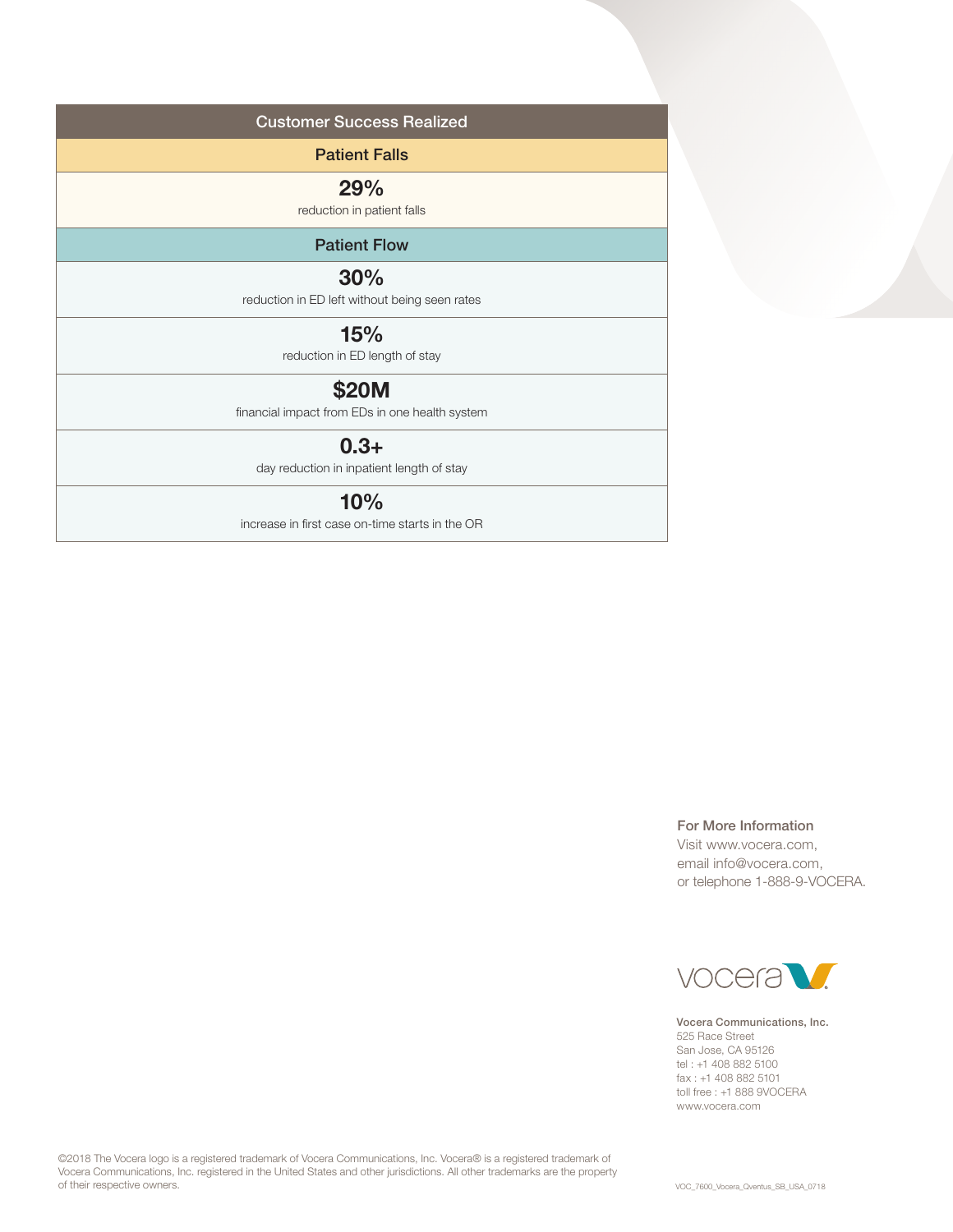| Customer Success Realized |
| --- |
| **Patient Falls** |
| **29%** reduction in patient falls |
| **Patient Flow** |
| **30%** reduction in ED left without being seen rates |
| **15%** reduction in ED length of stay |
| **$20M** financial impact from EDs in one health system |
| **0.3+** day reduction in inpatient length of stay |
| **10%** increase in first case on-time starts in the OR |

**For More Information**

Visit www.vocera.com,
email info@vocera.com,
or telephone 1-888-9-VOCERA.

**Vocera Communications, Inc.**
525 Race Street
San Jose, CA 95126
tel : +1 408 882 5100
fax : +1 408 882 5101
toll free : +1 888 9VOCERA
www.vocera.com

©2018 The Vocera logo is a registered trademark of Vocera Communications, Inc. Vocera® is a registered trademark of Vocera Communications, Inc. registered in the United States and other jurisdictions. All other trademarks are the property of their respective owners.

VOC_7600_Vocera_Qventus_SB_USA_0718